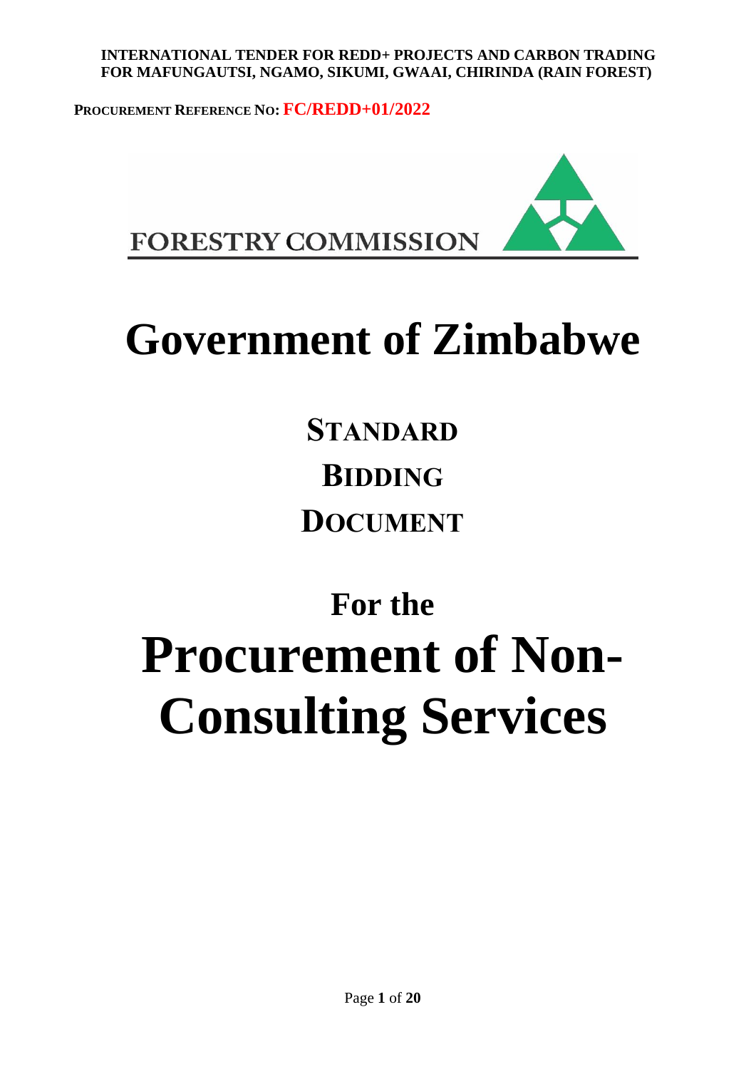**INTERNATIONAL TENDER FOR REDD+ PROJECTS AND CARBON TRADING FOR MAFUNGAUTSI, NGAMO, SIKUMI, GWAAI, CHIRINDA (RAIN FOREST)**

**PROCUREMENT REFERENCE NO: FC/REDD+01/2022**

FORESTRY COMMISSION

# Government of Zimbabwe

## STANDARD BIDDING DOCUMENT

## For the

# Procurement of Non-Consulting Services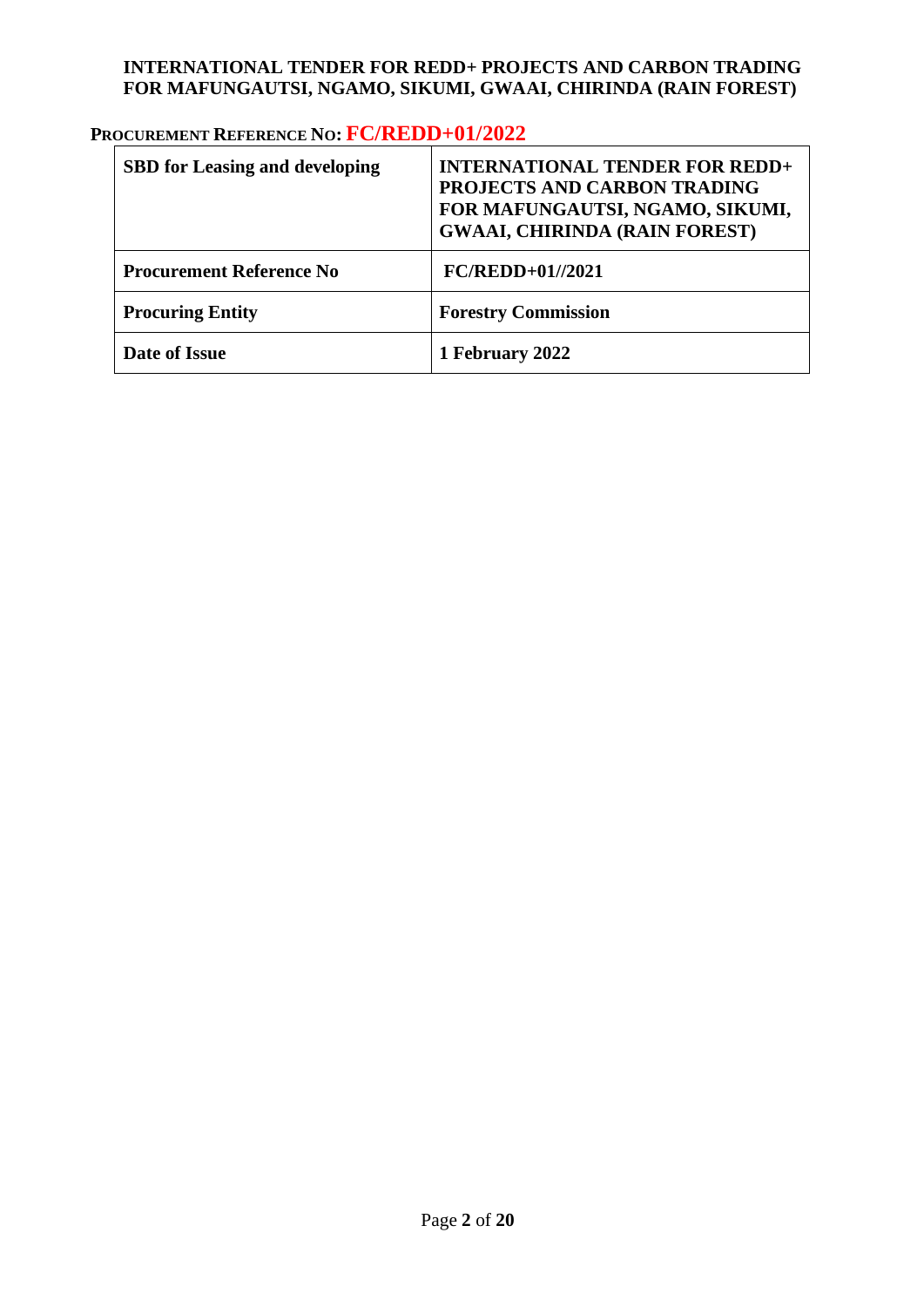**INTERNATIONAL TENDER FOR REDD+ PROJECTS AND CARBON TRADING FOR MAFUNGAUTSI, NGAMO, SIKUMI, GWAAI, CHIRINDA (RAIN FOREST)**

**PROCUREMENT REFERENCE NO: FC/REDD+01/2022**

| **SBD for Leasing and developing** | **INTERNATIONAL TENDER FOR REDD+ PROJECTS AND CARBON TRADING FOR MAFUNGAUTSI, NGAMO, SIKUMI, GWAAI, CHIRINDA (RAIN FOREST)** |
|---|---|
| **Procurement Reference No** | **FC/REDD+01//2021** |
| **Procuring Entity** | **Forestry Commission** |
| **Date of Issue** | **1 February 2022** |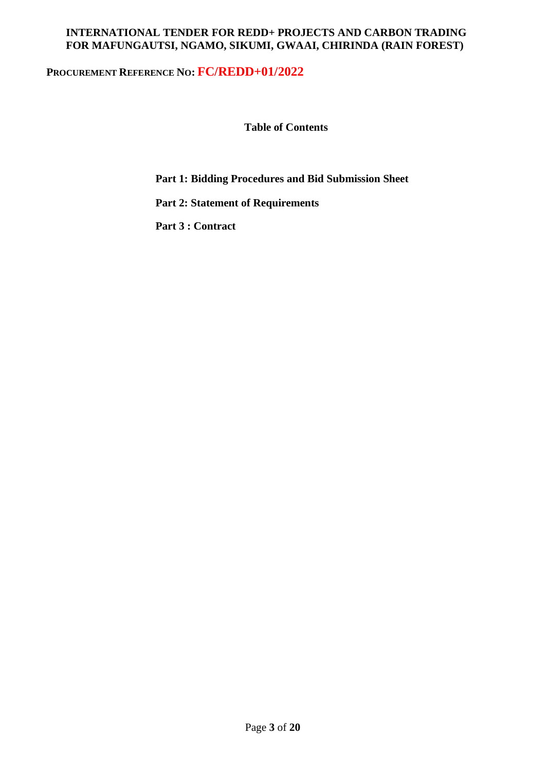**INTERNATIONAL TENDER FOR REDD+ PROJECTS AND CARBON TRADING FOR MAFUNGAUTSI, NGAMO, SIKUMI, GWAAI, CHIRINDA (RAIN FOREST)**

**PROCUREMENT REFERENCE NO: FC/REDD+01/2022**

## Table of Contents

**Part 1: Bidding Procedures and Bid Submission Sheet**

**Part 2: Statement of Requirements**

**Part 3 : Contract**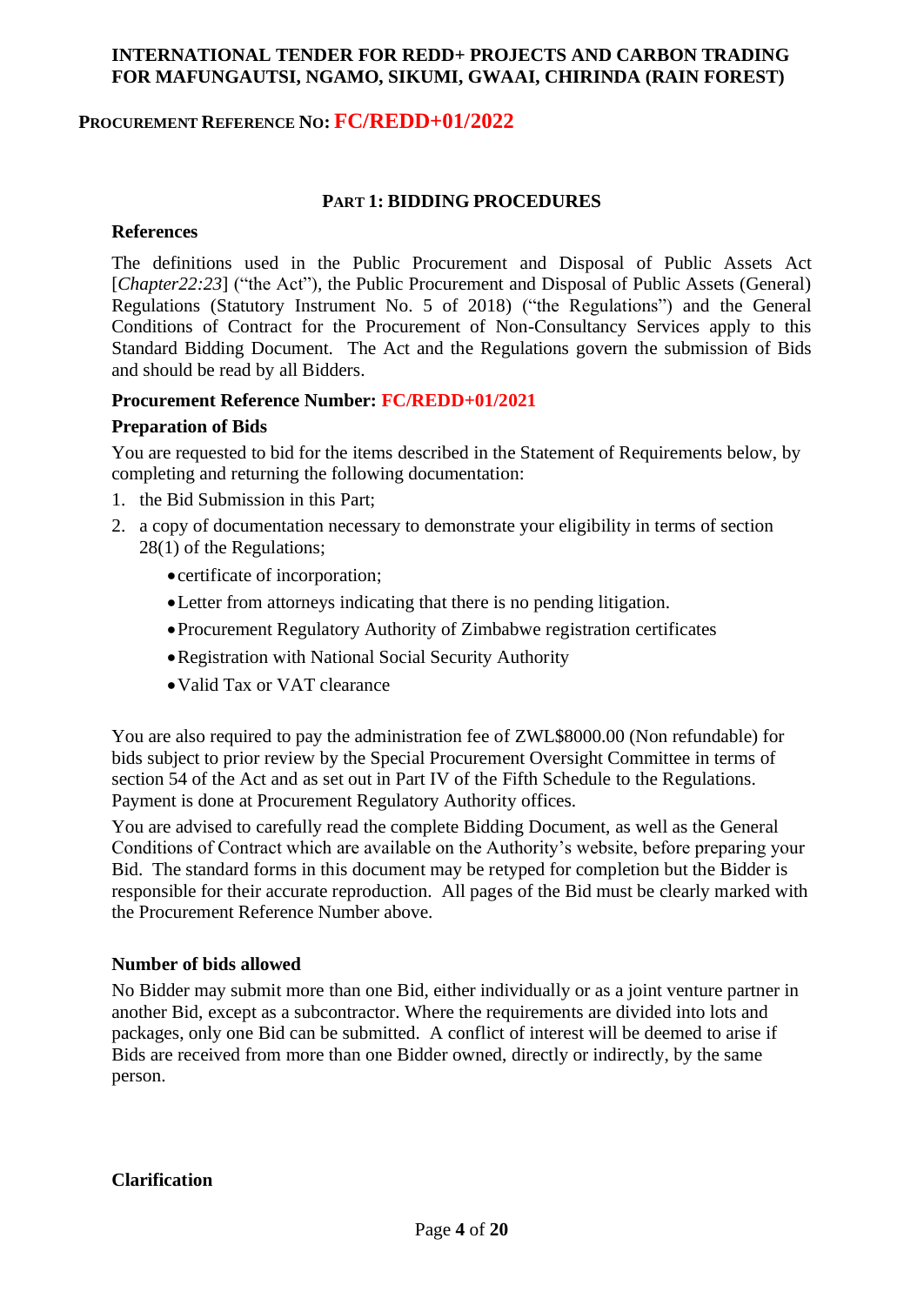**INTERNATIONAL TENDER FOR REDD+ PROJECTS AND CARBON TRADING FOR MAFUNGAUTSI, NGAMO, SIKUMI, GWAAI, CHIRINDA (RAIN FOREST)**

**PROCUREMENT REFERENCE NO: FC/REDD+01/2022**

## PART 1: BIDDING PROCEDURES

### References

The definitions used in the Public Procurement and Disposal of Public Assets Act [*Chapter22:23*] ("the Act"), the Public Procurement and Disposal of Public Assets (General) Regulations (Statutory Instrument No. 5 of 2018) ("the Regulations") and the General Conditions of Contract for the Procurement of Non-Consultancy Services apply to this Standard Bidding Document. The Act and the Regulations govern the submission of Bids and should be read by all Bidders.

**Procurement Reference Number: FC/REDD+01/2021**

### Preparation of Bids

You are requested to bid for the items described in the Statement of Requirements below, by completing and returning the following documentation:

1. the Bid Submission in this Part;
2. a copy of documentation necessary to demonstrate your eligibility in terms of section 28(1) of the Regulations;
   - certificate of incorporation;
   - Letter from attorneys indicating that there is no pending litigation.
   - Procurement Regulatory Authority of Zimbabwe registration certificates
   - Registration with National Social Security Authority
   - Valid Tax or VAT clearance

You are also required to pay the administration fee of ZWL$8000.00 (Non refundable) for bids subject to prior review by the Special Procurement Oversight Committee in terms of section 54 of the Act and as set out in Part IV of the Fifth Schedule to the Regulations. Payment is done at Procurement Regulatory Authority offices.

You are advised to carefully read the complete Bidding Document, as well as the General Conditions of Contract which are available on the Authority's website, before preparing your Bid. The standard forms in this document may be retyped for completion but the Bidder is responsible for their accurate reproduction. All pages of the Bid must be clearly marked with the Procurement Reference Number above.

### Number of bids allowed

No Bidder may submit more than one Bid, either individually or as a joint venture partner in another Bid, except as a subcontractor. Where the requirements are divided into lots and packages, only one Bid can be submitted. A conflict of interest will be deemed to arise if Bids are received from more than one Bidder owned, directly or indirectly, by the same person.

### Clarification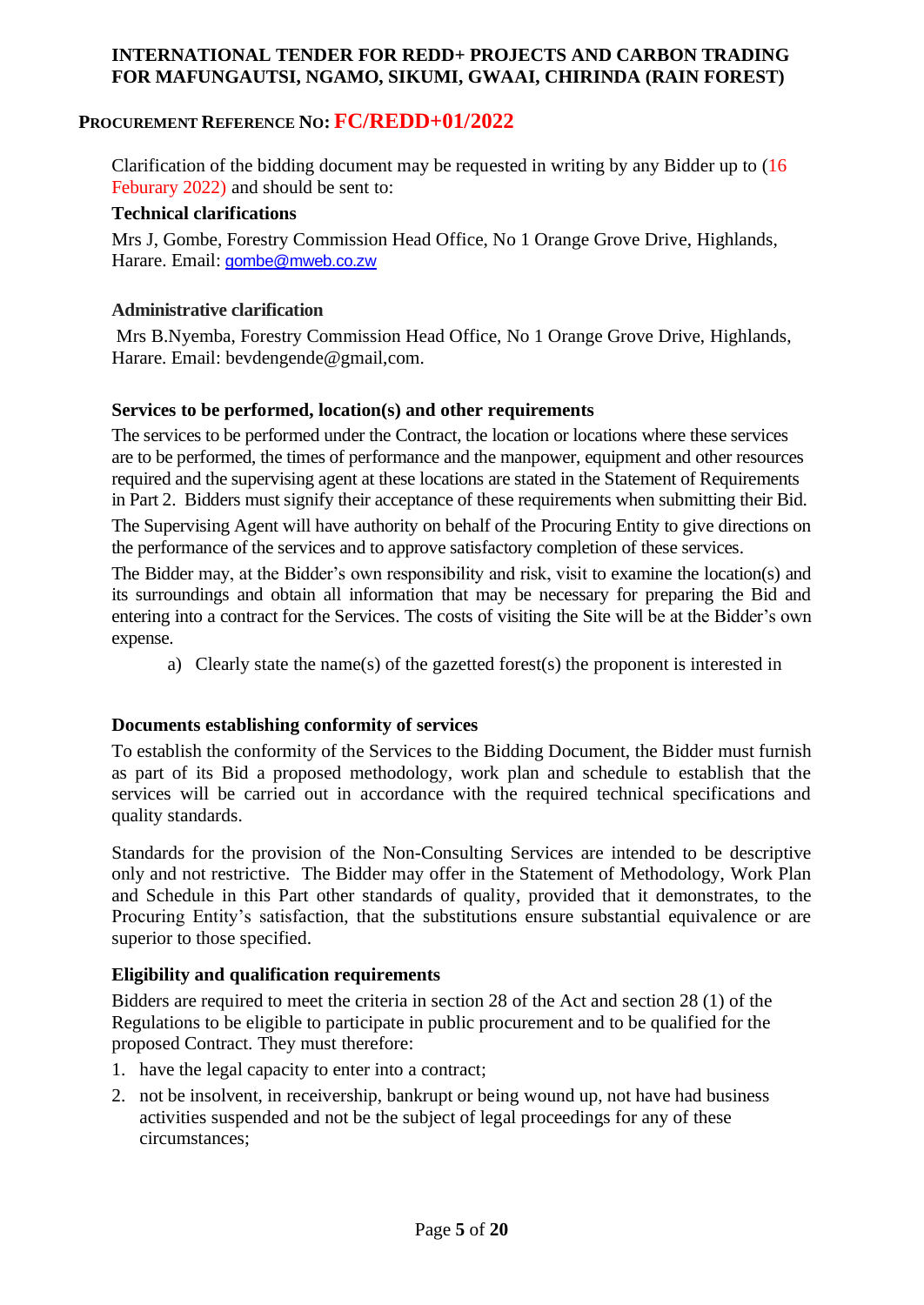Clarification of the bidding document may be requested in writing by any Bidder up to (16 Feburary 2022) and should be sent to:

**Technical clarifications**

Mrs J, Gombe, Forestry Commission Head Office, No 1 Orange Grove Drive, Highlands, Harare. Email: gombe@mweb.co.zw

**Administrative clarification**

Mrs B.Nyemba, Forestry Commission Head Office, No 1 Orange Grove Drive, Highlands, Harare. Email: bevdengende@gmail,com.

**Services to be performed, location(s) and other requirements**

The services to be performed under the Contract, the location or locations where these services are to be performed, the times of performance and the manpower, equipment and other resources required and the supervising agent at these locations are stated in the Statement of Requirements in Part 2. Bidders must signify their acceptance of these requirements when submitting their Bid.

The Supervising Agent will have authority on behalf of the Procuring Entity to give directions on the performance of the services and to approve satisfactory completion of these services.

The Bidder may, at the Bidder's own responsibility and risk, visit to examine the location(s) and its surroundings and obtain all information that may be necessary for preparing the Bid and entering into a contract for the Services. The costs of visiting the Site will be at the Bidder's own expense.

a) Clearly state the name(s) of the gazetted forest(s) the proponent is interested in

**Documents establishing conformity of services**

To establish the conformity of the Services to the Bidding Document, the Bidder must furnish as part of its Bid a proposed methodology, work plan and schedule to establish that the services will be carried out in accordance with the required technical specifications and quality standards.

Standards for the provision of the Non-Consulting Services are intended to be descriptive only and not restrictive. The Bidder may offer in the Statement of Methodology, Work Plan and Schedule in this Part other standards of quality, provided that it demonstrates, to the Procuring Entity's satisfaction, that the substitutions ensure substantial equivalence or are superior to those specified.

**Eligibility and qualification requirements**

Bidders are required to meet the criteria in section 28 of the Act and section 28 (1) of the Regulations to be eligible to participate in public procurement and to be qualified for the proposed Contract. They must therefore:

1. have the legal capacity to enter into a contract;
2. not be insolvent, in receivership, bankrupt or being wound up, not have had business activities suspended and not be the subject of legal proceedings for any of these circumstances;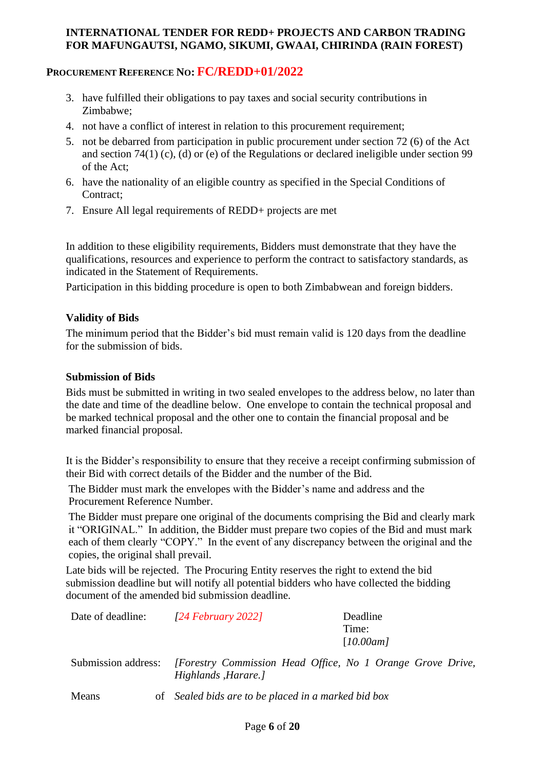3. have fulfilled their obligations to pay taxes and social security contributions in Zimbabwe;
4. not have a conflict of interest in relation to this procurement requirement;
5. not be debarred from participation in public procurement under section 72 (6) of the Act and section 74(1) (c), (d) or (e) of the Regulations or declared ineligible under section 99 of the Act;
6. have the nationality of an eligible country as specified in the Special Conditions of Contract;
7. Ensure All legal requirements of REDD+ projects are met

In addition to these eligibility requirements, Bidders must demonstrate that they have the qualifications, resources and experience to perform the contract to satisfactory standards, as indicated in the Statement of Requirements.

Participation in this bidding procedure is open to both Zimbabwean and foreign bidders.

**Validity of Bids**

The minimum period that the Bidder's bid must remain valid is 120 days from the deadline for the submission of bids.

**Submission of Bids**

Bids must be submitted in writing in two sealed envelopes to the address below, no later than the date and time of the deadline below. One envelope to contain the technical proposal and be marked technical proposal and the other one to contain the financial proposal and be marked financial proposal.

It is the Bidder's responsibility to ensure that they receive a receipt confirming submission of their Bid with correct details of the Bidder and the number of the Bid.

The Bidder must mark the envelopes with the Bidder's name and address and the Procurement Reference Number.

The Bidder must prepare one original of the documents comprising the Bid and clearly mark it "ORIGINAL." In addition, the Bidder must prepare two copies of the Bid and must mark each of them clearly "COPY." In the event of any discrepancy between the original and the copies, the original shall prevail.

Late bids will be rejected. The Procuring Entity reserves the right to extend the bid submission deadline but will notify all potential bidders who have collected the bidding document of the amended bid submission deadline.

| | | | |
|---|---|---|---|
| Date of deadline: | *[24 February 2022]* | Deadline Time: | *[10.00am]* |
| Submission address: | *[Forestry Commission Head Office, No 1 Orange Grove Drive, Highlands ,Harare.]* | | |
| Means of | *Sealed bids are to be placed in a marked bid box* | | |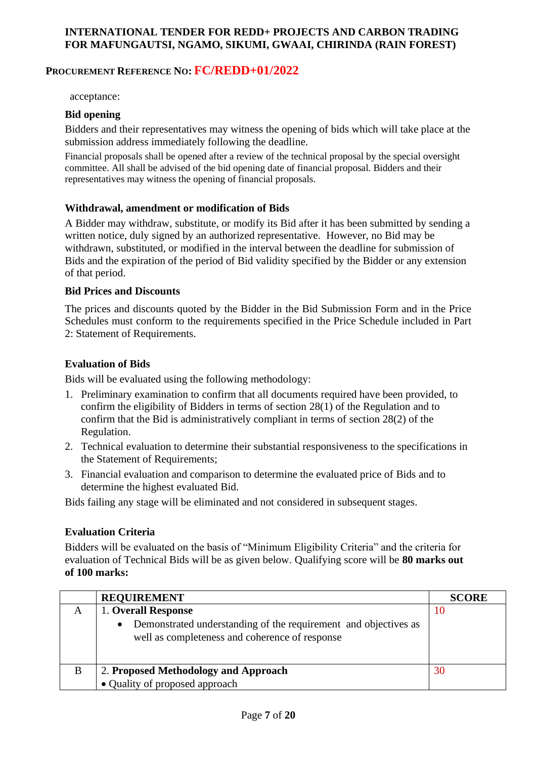acceptance:

**Bid opening**

Bidders and their representatives may witness the opening of bids which will take place at the submission address immediately following the deadline.

Financial proposals shall be opened after a review of the technical proposal by the special oversight committee. All shall be advised of the bid opening date of financial proposal. Bidders and their representatives may witness the opening of financial proposals.

**Withdrawal, amendment or modification of Bids**

A Bidder may withdraw, substitute, or modify its Bid after it has been submitted by sending a written notice, duly signed by an authorized representative. However, no Bid may be withdrawn, substituted, or modified in the interval between the deadline for submission of Bids and the expiration of the period of Bid validity specified by the Bidder or any extension of that period.

**Bid Prices and Discounts**

The prices and discounts quoted by the Bidder in the Bid Submission Form and in the Price Schedules must conform to the requirements specified in the Price Schedule included in Part 2: Statement of Requirements.

**Evaluation of Bids**

Bids will be evaluated using the following methodology:

1. Preliminary examination to confirm that all documents required have been provided, to confirm the eligibility of Bidders in terms of section 28(1) of the Regulation and to confirm that the Bid is administratively compliant in terms of section 28(2) of the Regulation.
2. Technical evaluation to determine their substantial responsiveness to the specifications in the Statement of Requirements;
3. Financial evaluation and comparison to determine the evaluated price of Bids and to determine the highest evaluated Bid.

Bids failing any stage will be eliminated and not considered in subsequent stages.

**Evaluation Criteria**

Bidders will be evaluated on the basis of "Minimum Eligibility Criteria" and the criteria for evaluation of Technical Bids will be as given below. Qualifying score will be **80 marks out of 100 marks:**

| | REQUIREMENT | SCORE |
|---|---|---|
| A | 1. **Overall Response**<br>• Demonstrated understanding of the requirement and objectives as well as completeness and coherence of response | 10 |
| B | 2. **Proposed Methodology and Approach**<br>• Quality of proposed approach | 30 |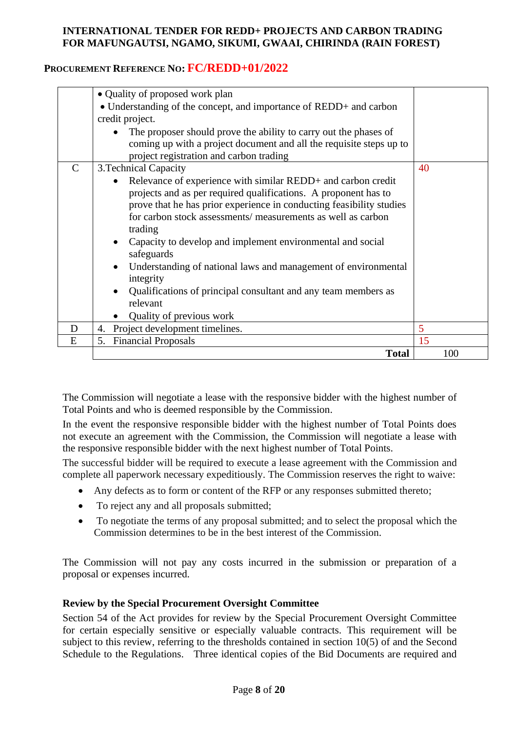| | | |
|---|---|---|
| | • Quality of proposed work plan<br>• Understanding of the concept, and importance of REDD+ and carbon credit project.<br>• The proposer should prove the ability to carry out the phases of coming up with a project document and all the requisite steps up to project registration and carbon trading | |
| C | 3.Technical Capacity<br>• Relevance of experience with similar REDD+ and carbon credit projects and as per required qualifications. A proponent has to prove that he has prior experience in conducting feasibility studies for carbon stock assessments/ measurements as well as carbon trading<br>• Capacity to develop and implement environmental and social safeguards<br>• Understanding of national laws and management of environmental integrity<br>• Qualifications of principal consultant and any team members as relevant<br>• Quality of previous work | 40 |
| D | 4. Project development timelines. | 5 |
| E | 5. Financial Proposals | 15 |
| | **Total** | 100 |

The Commission will negotiate a lease with the responsive bidder with the highest number of Total Points and who is deemed responsible by the Commission.

In the event the responsive responsible bidder with the highest number of Total Points does not execute an agreement with the Commission, the Commission will negotiate a lease with the responsive responsible bidder with the next highest number of Total Points.

The successful bidder will be required to execute a lease agreement with the Commission and complete all paperwork necessary expeditiously. The Commission reserves the right to waive:

- Any defects as to form or content of the RFP or any responses submitted thereto;
- To reject any and all proposals submitted;
- To negotiate the terms of any proposal submitted; and to select the proposal which the Commission determines to be in the best interest of the Commission.

The Commission will not pay any costs incurred in the submission or preparation of a proposal or expenses incurred.

**Review by the Special Procurement Oversight Committee**

Section 54 of the Act provides for review by the Special Procurement Oversight Committee for certain especially sensitive or especially valuable contracts. This requirement will be subject to this review, referring to the thresholds contained in section 10(5) of and the Second Schedule to the Regulations. Three identical copies of the Bid Documents are required and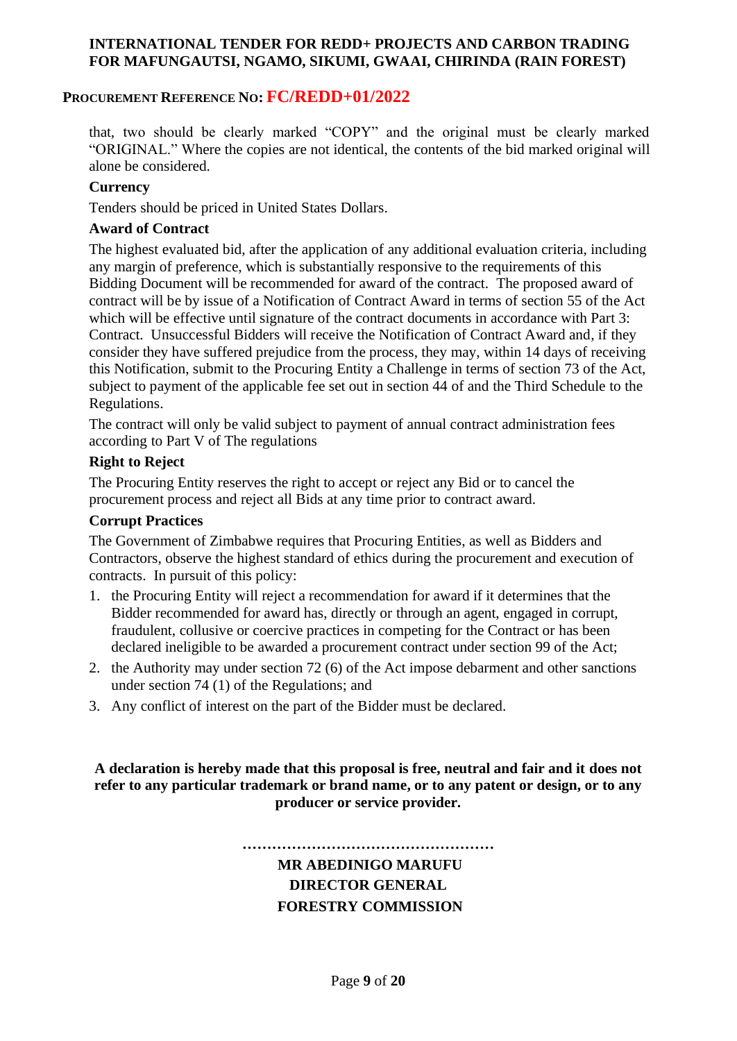that, two should be clearly marked "COPY" and the original must be clearly marked "ORIGINAL." Where the copies are not identical, the contents of the bid marked original will alone be considered.

**Currency**

Tenders should be priced in United States Dollars.

**Award of Contract**

The highest evaluated bid, after the application of any additional evaluation criteria, including any margin of preference, which is substantially responsive to the requirements of this Bidding Document will be recommended for award of the contract. The proposed award of contract will be by issue of a Notification of Contract Award in terms of section 55 of the Act which will be effective until signature of the contract documents in accordance with Part 3: Contract. Unsuccessful Bidders will receive the Notification of Contract Award and, if they consider they have suffered prejudice from the process, they may, within 14 days of receiving this Notification, submit to the Procuring Entity a Challenge in terms of section 73 of the Act, subject to payment of the applicable fee set out in section 44 of and the Third Schedule to the Regulations.

The contract will only be valid subject to payment of annual contract administration fees according to Part V of The regulations

**Right to Reject**

The Procuring Entity reserves the right to accept or reject any Bid or to cancel the procurement process and reject all Bids at any time prior to contract award.

**Corrupt Practices**

The Government of Zimbabwe requires that Procuring Entities, as well as Bidders and Contractors, observe the highest standard of ethics during the procurement and execution of contracts. In pursuit of this policy:

1. the Procuring Entity will reject a recommendation for award if it determines that the Bidder recommended for award has, directly or through an agent, engaged in corrupt, fraudulent, collusive or coercive practices in competing for the Contract or has been declared ineligible to be awarded a procurement contract under section 99 of the Act;
2. the Authority may under section 72 (6) of the Act impose debarment and other sanctions under section 74 (1) of the Regulations; and
3. Any conflict of interest on the part of the Bidder must be declared.

**A declaration is hereby made that this proposal is free, neutral and fair and it does not refer to any particular trademark or brand name, or to any patent or design, or to any producer or service provider.**

……………………………………………

**MR ABEDINIGO MARUFU**
**DIRECTOR GENERAL**
**FORESTRY COMMISSION**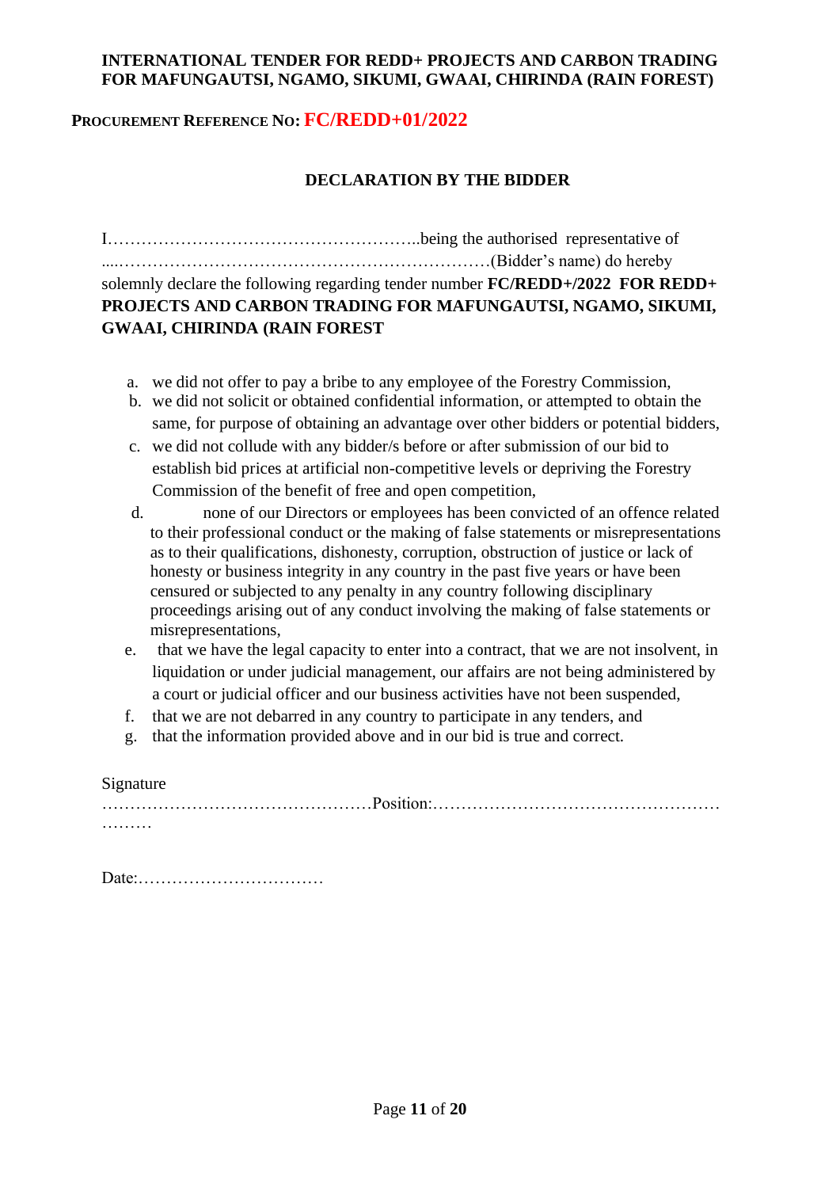**INTERNATIONAL TENDER FOR REDD+ PROJECTS AND CARBON TRADING FOR MAFUNGAUTSI, NGAMO, SIKUMI, GWAAI, CHIRINDA (RAIN FOREST)**

**PROCUREMENT REFERENCE NO: FC/REDD+01/2022**

## DECLARATION BY THE BIDDER

I………………………………………………..being the authorised representative of ....…………………………………………………………(Bidder's name) do hereby solemnly declare the following regarding tender number **FC/REDD+/2022 FOR REDD+ PROJECTS AND CARBON TRADING FOR MAFUNGAUTSI, NGAMO, SIKUMI, GWAAI, CHIRINDA (RAIN FOREST**

a. we did not offer to pay a bribe to any employee of the Forestry Commission,
b. we did not solicit or obtained confidential information, or attempted to obtain the same, for purpose of obtaining an advantage over other bidders or potential bidders,
c. we did not collude with any bidder/s before or after submission of our bid to establish bid prices at artificial non-competitive levels or depriving the Forestry Commission of the benefit of free and open competition,
d. none of our Directors or employees has been convicted of an offence related to their professional conduct or the making of false statements or misrepresentations as to their qualifications, dishonesty, corruption, obstruction of justice or lack of honesty or business integrity in any country in the past five years or have been censured or subjected to any penalty in any country following disciplinary proceedings arising out of any conduct involving the making of false statements or misrepresentations,
e. that we have the legal capacity to enter into a contract, that we are not insolvent, in liquidation or under judicial management, our affairs are not being administered by a court or judicial officer and our business activities have not been suspended,
f. that we are not debarred in any country to participate in any tenders, and
g. that the information provided above and in our bid is true and correct.

Signature ……………………………………………Position:………………………………………………………

Date:……………………………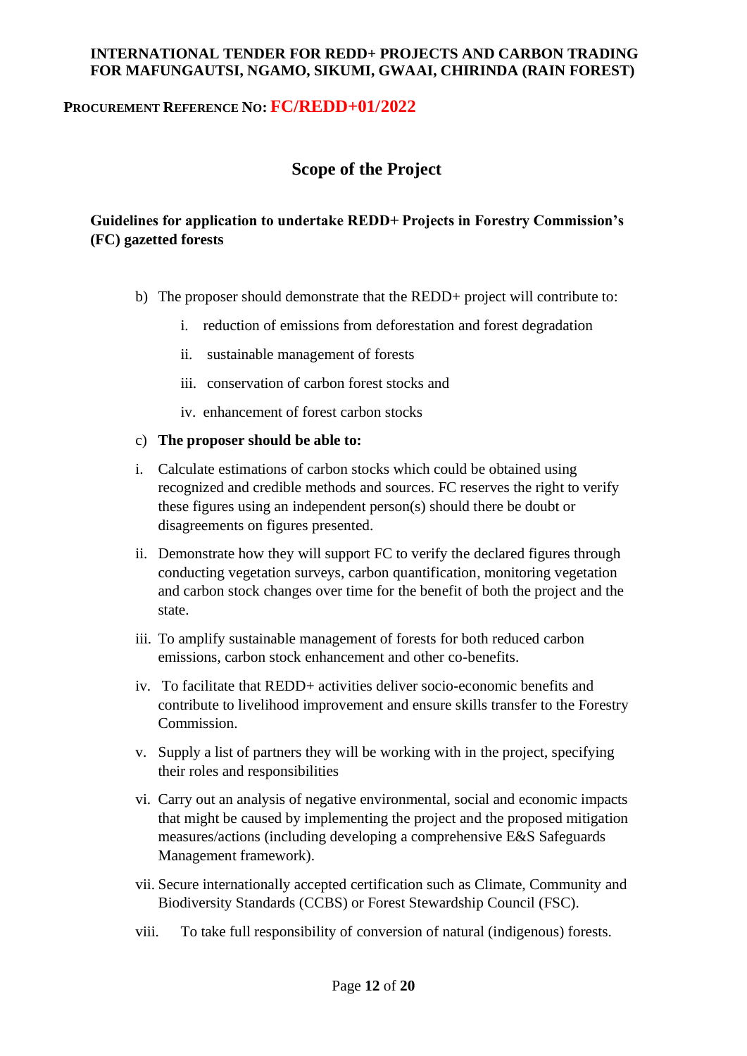**INTERNATIONAL TENDER FOR REDD+ PROJECTS AND CARBON TRADING FOR MAFUNGAUTSI, NGAMO, SIKUMI, GWAAI, CHIRINDA (RAIN FOREST)**

**PROCUREMENT REFERENCE NO: FC/REDD+01/2022**

## Scope of the Project

**Guidelines for application to undertake REDD+ Projects in Forestry Commission's (FC) gazetted forests**

b) The proposer should demonstrate that the REDD+ project will contribute to:

   i. reduction of emissions from deforestation and forest degradation

   ii. sustainable management of forests

   iii. conservation of carbon forest stocks and

   iv. enhancement of forest carbon stocks

c) **The proposer should be able to:**

i. Calculate estimations of carbon stocks which could be obtained using recognized and credible methods and sources. FC reserves the right to verify these figures using an independent person(s) should there be doubt or disagreements on figures presented.

ii. Demonstrate how they will support FC to verify the declared figures through conducting vegetation surveys, carbon quantification, monitoring vegetation and carbon stock changes over time for the benefit of both the project and the state.

iii. To amplify sustainable management of forests for both reduced carbon emissions, carbon stock enhancement and other co-benefits.

iv. To facilitate that REDD+ activities deliver socio-economic benefits and contribute to livelihood improvement and ensure skills transfer to the Forestry Commission.

v. Supply a list of partners they will be working with in the project, specifying their roles and responsibilities

vi. Carry out an analysis of negative environmental, social and economic impacts that might be caused by implementing the project and the proposed mitigation measures/actions (including developing a comprehensive E&S Safeguards Management framework).

vii. Secure internationally accepted certification such as Climate, Community and Biodiversity Standards (CCBS) or Forest Stewardship Council (FSC).

viii. To take full responsibility of conversion of natural (indigenous) forests.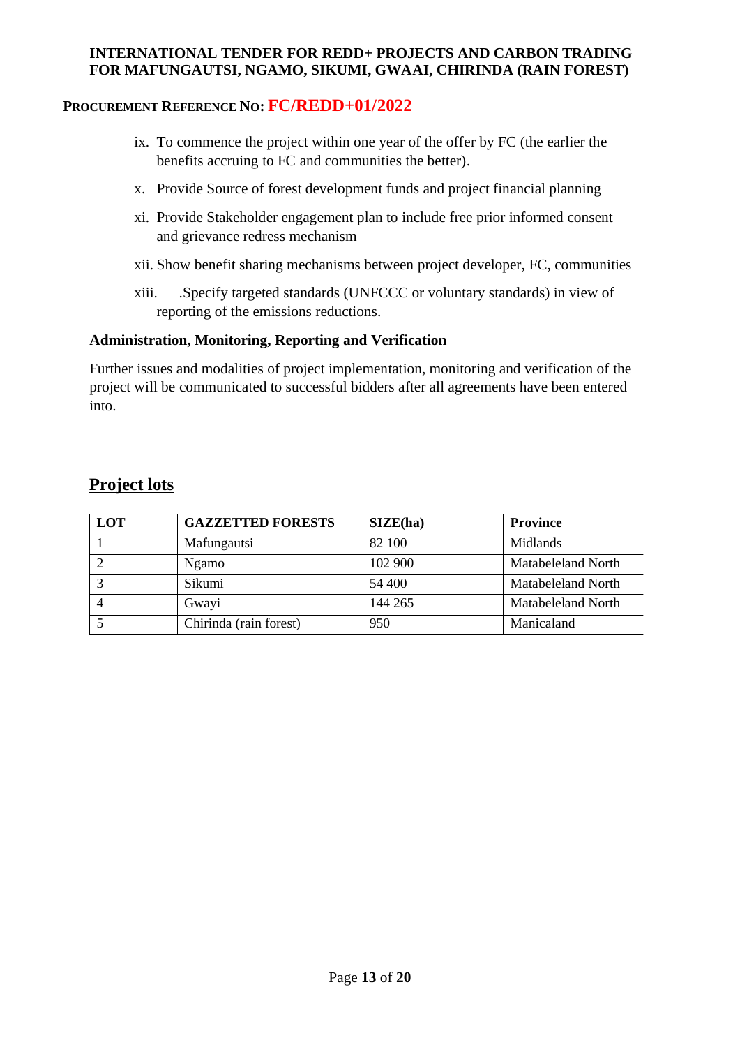ix. To commence the project within one year of the offer by FC (the earlier the benefits accruing to FC and communities the better).

x. Provide Source of forest development funds and project financial planning

xi. Provide Stakeholder engagement plan to include free prior informed consent and grievance redress mechanism

xii. Show benefit sharing mechanisms between project developer, FC, communities

xiii. .Specify targeted standards (UNFCCC or voluntary standards) in view of reporting of the emissions reductions.

**Administration, Monitoring, Reporting and Verification**

Further issues and modalities of project implementation, monitoring and verification of the project will be communicated to successful bidders after all agreements have been entered into.

## Project lots

| LOT | GAZZETTED FORESTS | SIZE(ha) | Province |
|---|---|---|---|
| 1 | Mafungautsi | 82 100 | Midlands |
| 2 | Ngamo | 102 900 | Matabeleland North |
| 3 | Sikumi | 54 400 | Matabeleland North |
| 4 | Gwayi | 144 265 | Matabeleland North |
| 5 | Chirinda (rain forest) | 950 | Manicaland |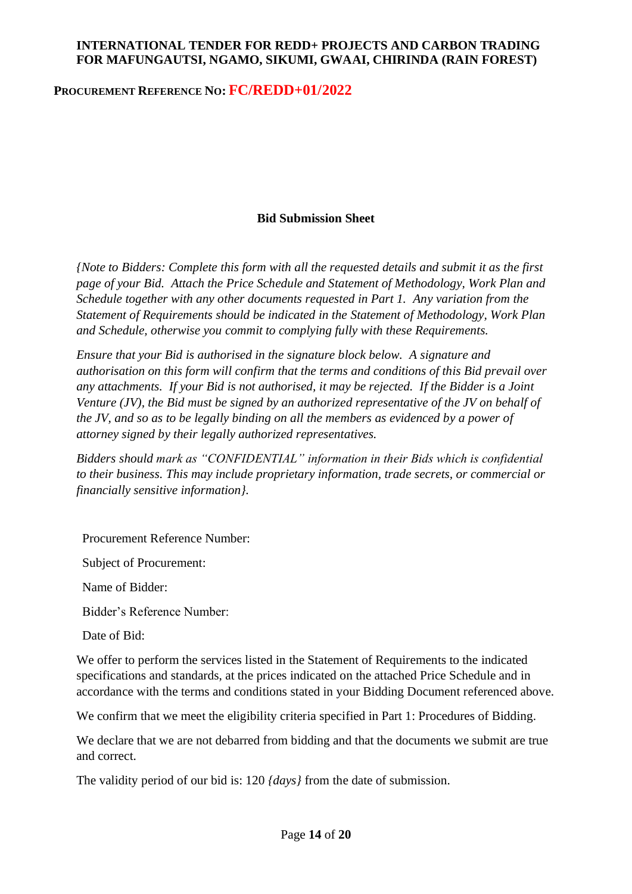**INTERNATIONAL TENDER FOR REDD+ PROJECTS AND CARBON TRADING FOR MAFUNGAUTSI, NGAMO, SIKUMI, GWAAI, CHIRINDA (RAIN FOREST)**

**PROCUREMENT REFERENCE NO: FC/REDD+01/2022**

## Bid Submission Sheet

*{Note to Bidders: Complete this form with all the requested details and submit it as the first page of your Bid. Attach the Price Schedule and Statement of Methodology, Work Plan and Schedule together with any other documents requested in Part 1. Any variation from the Statement of Requirements should be indicated in the Statement of Methodology, Work Plan and Schedule, otherwise you commit to complying fully with these Requirements.*

*Ensure that your Bid is authorised in the signature block below. A signature and authorisation on this form will confirm that the terms and conditions of this Bid prevail over any attachments. If your Bid is not authorised, it may be rejected. If the Bidder is a Joint Venture (JV), the Bid must be signed by an authorized representative of the JV on behalf of the JV, and so as to be legally binding on all the members as evidenced by a power of attorney signed by their legally authorized representatives.*

*Bidders should mark as "CONFIDENTIAL" information in their Bids which is confidential to their business. This may include proprietary information, trade secrets, or commercial or financially sensitive information}.*

Procurement Reference Number:

Subject of Procurement:

Name of Bidder:

Bidder's Reference Number:

Date of Bid:

We offer to perform the services listed in the Statement of Requirements to the indicated specifications and standards, at the prices indicated on the attached Price Schedule and in accordance with the terms and conditions stated in your Bidding Document referenced above.

We confirm that we meet the eligibility criteria specified in Part 1: Procedures of Bidding.

We declare that we are not debarred from bidding and that the documents we submit are true and correct.

The validity period of our bid is: 120 *{days}* from the date of submission.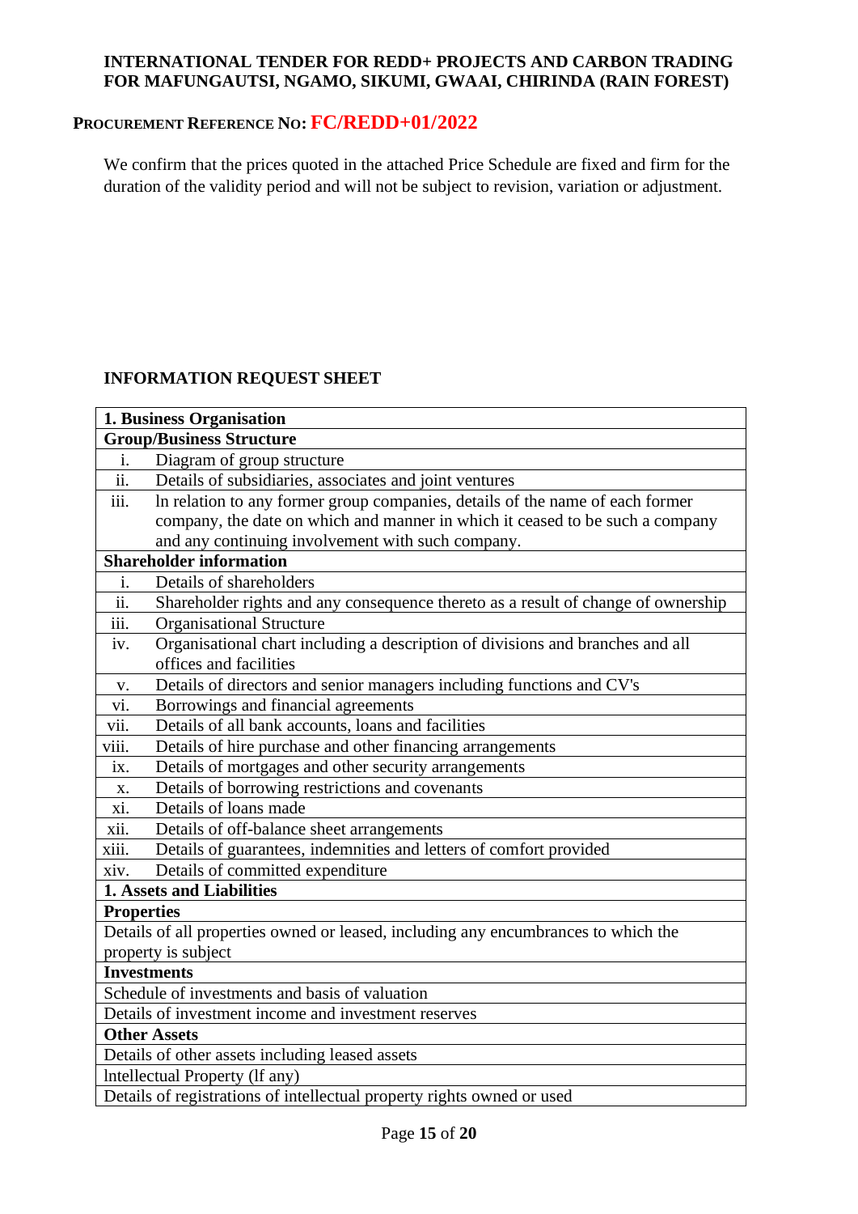**INTERNATIONAL TENDER FOR REDD+ PROJECTS AND CARBON TRADING FOR MAFUNGAUTSI, NGAMO, SIKUMI, GWAAI, CHIRINDA (RAIN FOREST)**

**PROCUREMENT REFERENCE NO: FC/REDD+01/2022**

We confirm that the prices quoted in the attached Price Schedule are fixed and firm for the duration of the validity period and will not be subject to revision, variation or adjustment.

**INFORMATION REQUEST SHEET**

| **1. Business Organisation** | |
|---|---|
| **Group/Business Structure** | |
| i. | Diagram of group structure |
| ii. | Details of subsidiaries, associates and joint ventures |
| iii. | ln relation to any former group companies, details of the name of each former company, the date on which and manner in which it ceased to be such a company and any continuing involvement with such company. |
| **Shareholder information** | |
| i. | Details of shareholders |
| ii. | Shareholder rights and any consequence thereto as a result of change of ownership |
| iii. | Organisational Structure |
| iv. | Organisational chart including a description of divisions and branches and all offices and facilities |
| v. | Details of directors and senior managers including functions and CV's |
| vi. | Borrowings and financial agreements |
| vii. | Details of all bank accounts, loans and facilities |
| viii. | Details of hire purchase and other financing arrangements |
| ix. | Details of mortgages and other security arrangements |
| x. | Details of borrowing restrictions and covenants |
| xi. | Details of loans made |
| xii. | Details of off-balance sheet arrangements |
| xiii. | Details of guarantees, indemnities and letters of comfort provided |
| xiv. | Details of committed expenditure |
| **1. Assets and Liabilities** | |
| **Properties** | |
| Details of all properties owned or leased, including any encumbrances to which the property is subject | |
| **Investments** | |
| Schedule of investments and basis of valuation | |
| Details of investment income and investment reserves | |
| **Other Assets** | |
| Details of other assets including leased assets | |
| lntellectual Property (lf any) | |
| Details of registrations of intellectual property rights owned or used | |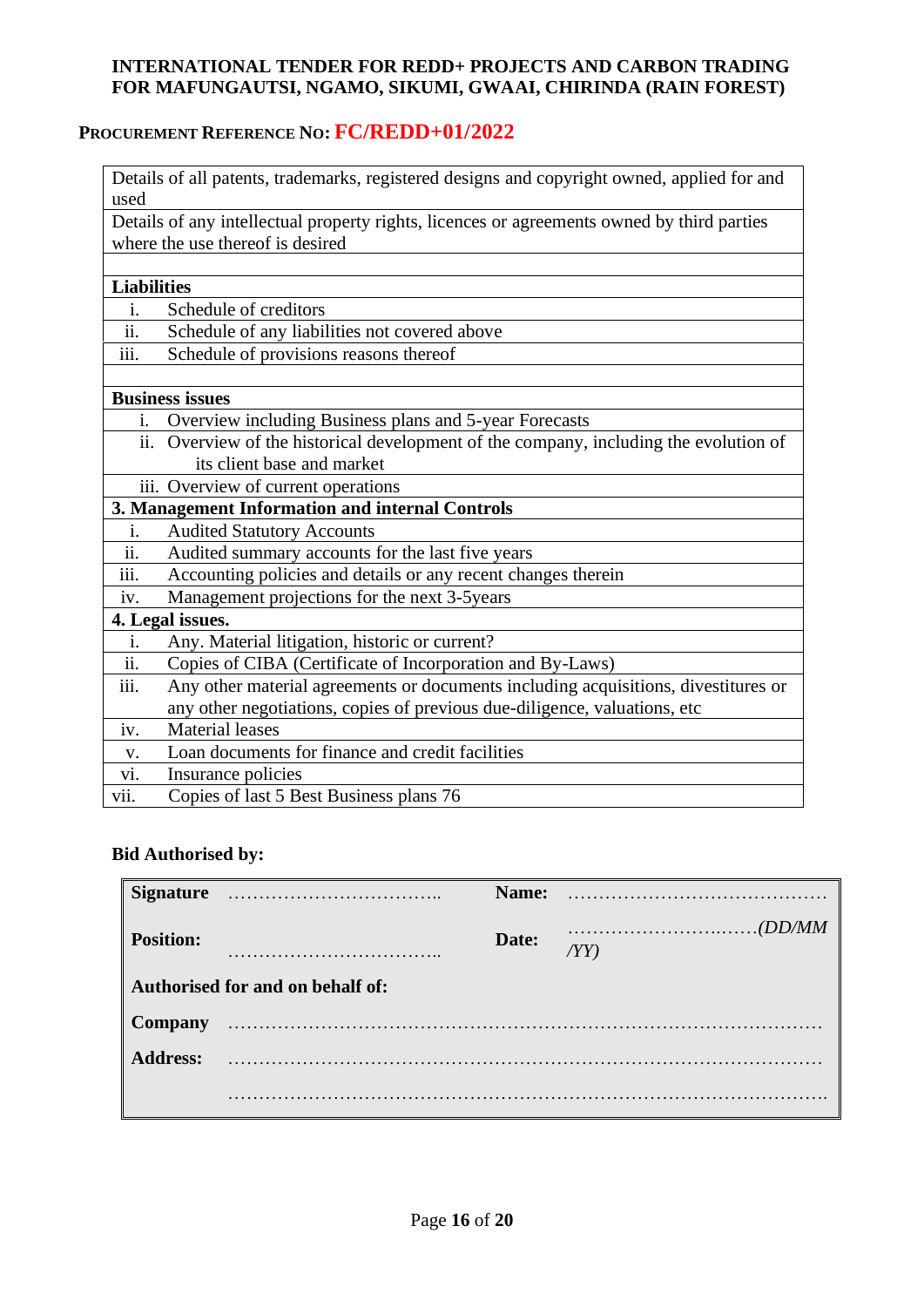**INTERNATIONAL TENDER FOR REDD+ PROJECTS AND CARBON TRADING FOR MAFUNGAUTSI, NGAMO, SIKUMI, GWAAI, CHIRINDA (RAIN FOREST)**

**PROCUREMENT REFERENCE NO: FC/REDD+01/2022**

| | |
|---|---|
| Details of all patents, trademarks, registered designs and copyright owned, applied for and used | |
| Details of any intellectual property rights, licences or agreements owned by third parties where the use thereof is desired | |
| | |
| **Liabilities** | |
| i. | Schedule of creditors |
| ii. | Schedule of any liabilities not covered above |
| iii. | Schedule of provisions reasons thereof |
| | |
| **Business issues** | |
| i. | Overview including Business plans and 5-year Forecasts |
| ii. | Overview of the historical development of the company, including the evolution of its client base and market |
| iii. | Overview of current operations |
| **3. Management Information and internal Controls** | |
| i. | Audited Statutory Accounts |
| ii. | Audited summary accounts for the last five years |
| iii. | Accounting policies and details or any recent changes therein |
| iv. | Management projections for the next 3-5years |
| **4. Legal issues.** | |
| i. | Any. Material litigation, historic or current? |
| ii. | Copies of CIBA (Certificate of Incorporation and By-Laws) |
| iii. | Any other material agreements or documents including acquisitions, divestitures or any other negotiations, copies of previous due-diligence, valuations, etc |
| iv. | Material leases |
| v. | Loan documents for finance and credit facilities |
| vi. | Insurance policies |
| vii. | Copies of last 5 Best Business plans 76 |

**Bid Authorised by:**

| | | | |
|---|---|---|---|
| **Signature** | …………………………….. | **Name:** | …………………………………… |
| **Position:** | …………………………….. | **Date:** | ………………………..……*(DD/MM /YY)* |
| **Authorised for and on behalf of:** | | | |
| **Company** | ……………………………………………………………………………… | | |
| **Address:** | ……………………………………………………………………………… | | |
| | ………………………………………………………………………………. | | |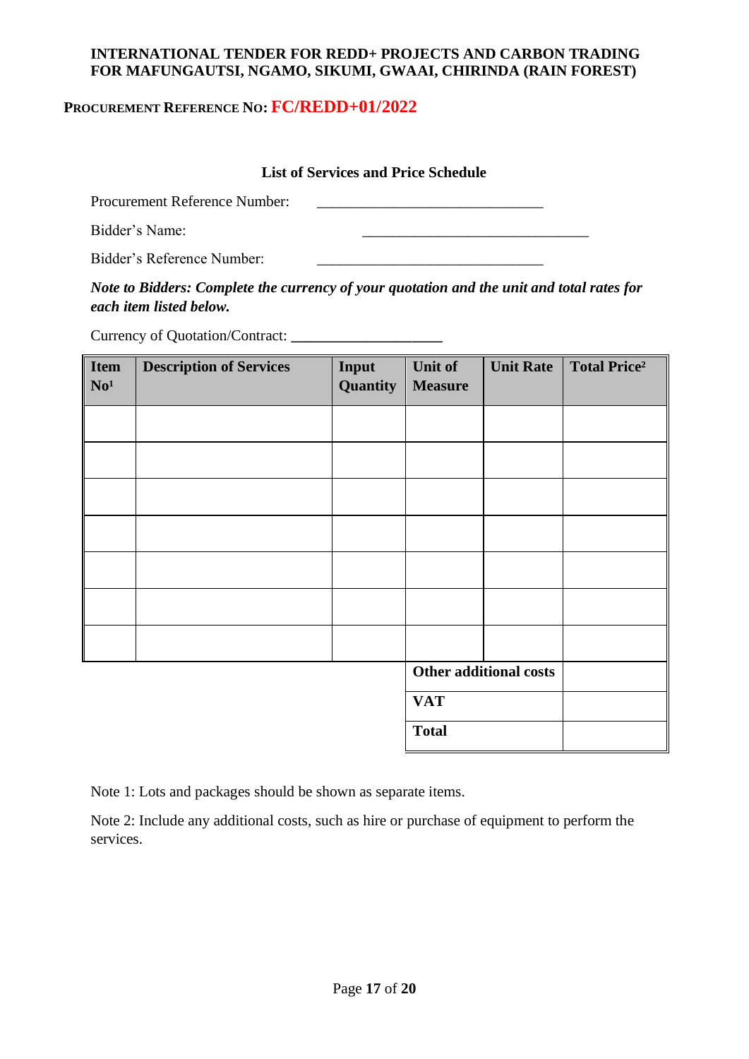**INTERNATIONAL TENDER FOR REDD+ PROJECTS AND CARBON TRADING FOR MAFUNGAUTSI, NGAMO, SIKUMI, GWAAI, CHIRINDA (RAIN FOREST)**

**PROCUREMENT REFERENCE NO: FC/REDD+01/2022**

### List of Services and Price Schedule

Procurement Reference Number: ______________________________

Bidder's Name: ______________________________

Bidder's Reference Number: ______________________________

***Note to Bidders: Complete the currency of your quotation and the unit and total rates for each item listed below.***

Currency of Quotation/Contract: ____________________

| Item No[1] | Description of Services | Input Quantity | Unit of Measure | Unit Rate | Total Price[2] |
|---|---|---|---|---|---|
| | | | | | |
| | | | | | |
| | | | | | |
| | | | | | |
| | | | | | |
| | | | | | |
| | | | | | |
| | | | **Other additional costs** | | |
| | | | **VAT** | | |
| | | | **Total** | | |

Note 1: Lots and packages should be shown as separate items.

Note 2: Include any additional costs, such as hire or purchase of equipment to perform the services.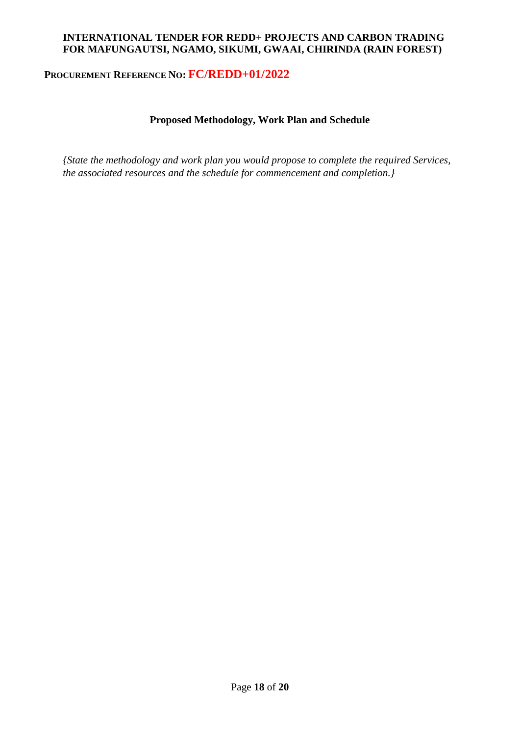**INTERNATIONAL TENDER FOR REDD+ PROJECTS AND CARBON TRADING FOR MAFUNGAUTSI, NGAMO, SIKUMI, GWAAI, CHIRINDA (RAIN FOREST)**

**PROCUREMENT REFERENCE NO: FC/REDD+01/2022**

## Proposed Methodology, Work Plan and Schedule

*{State the methodology and work plan you would propose to complete the required Services, the associated resources and the schedule for commencement and completion.}*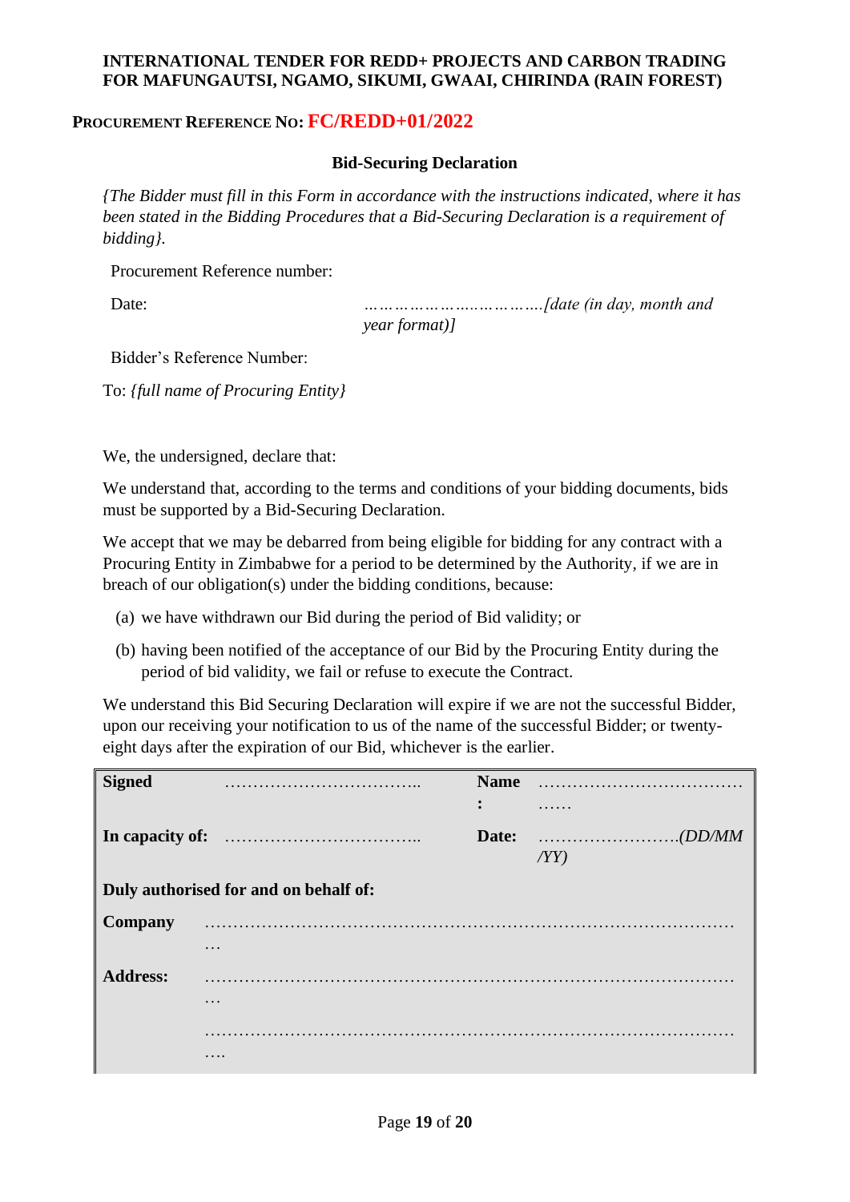**INTERNATIONAL TENDER FOR REDD+ PROJECTS AND CARBON TRADING FOR MAFUNGAUTSI, NGAMO, SIKUMI, GWAAI, CHIRINDA (RAIN FOREST)**

**PROCUREMENT REFERENCE NO: FC/REDD+01/2022**

**Bid-Securing Declaration**

*{The Bidder must fill in this Form in accordance with the instructions indicated, where it has been stated in the Bidding Procedures that a Bid-Securing Declaration is a requirement of bidding}.*

Procurement Reference number:

Date: ……………………………….*[date (in day, month and year format)]*

Bidder's Reference Number:

To: *{full name of Procuring Entity}*

We, the undersigned, declare that:

We understand that, according to the terms and conditions of your bidding documents, bids must be supported by a Bid-Securing Declaration.

We accept that we may be debarred from being eligible for bidding for any contract with a Procuring Entity in Zimbabwe for a period to be determined by the Authority, if we are in breach of our obligation(s) under the bidding conditions, because:

(a) we have withdrawn our Bid during the period of Bid validity; or

(b) having been notified of the acceptance of our Bid by the Procuring Entity during the period of bid validity, we fail or refuse to execute the Contract.

We understand this Bid Securing Declaration will expire if we are not the successful Bidder, upon our receiving your notification to us of the name of the successful Bidder; or twenty-eight days after the expiration of our Bid, whichever is the earlier.

| | | | |
|---|---|---|---|
| **Signed** | …………………………….. | **Name:** | ………………………………………. |
| **In capacity of:** | …………………………….. | **Date:** | …………………….*(DD/MM/YY)* |
| **Duly authorised for and on behalf of:** | | | |
| **Company** | ……………………………………………………………………………………… | | |
| **Address:** | ……………………………………………………………………………………… | | |
| | ……………………………………………………………………………………… | | |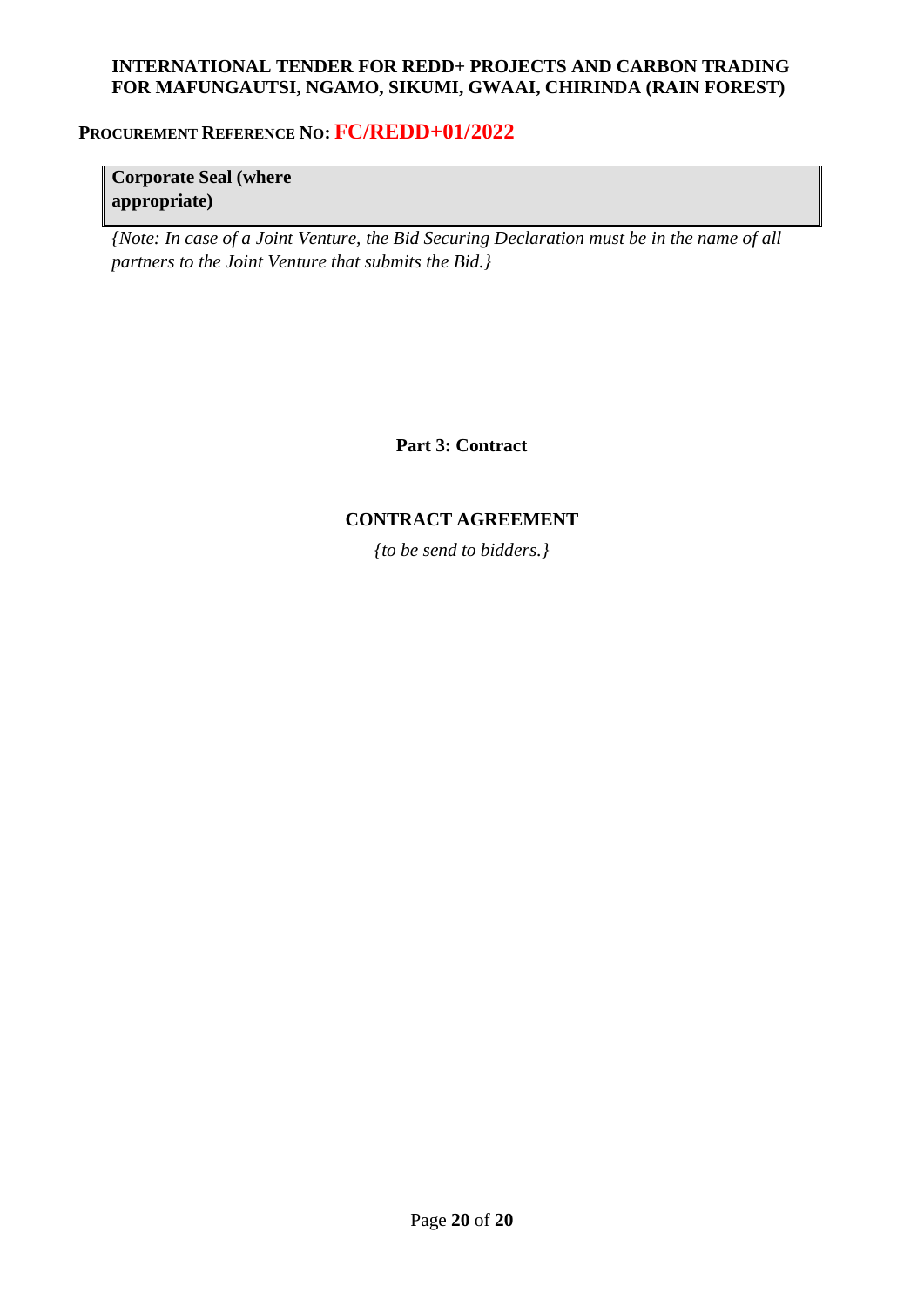**Corporate Seal (where appropriate)**

*{Note: In case of a Joint Venture, the Bid Securing Declaration must be in the name of all partners to the Joint Venture that submits the Bid.}*

## Part 3: Contract

### CONTRACT AGREEMENT

*{to be send to bidders.}*